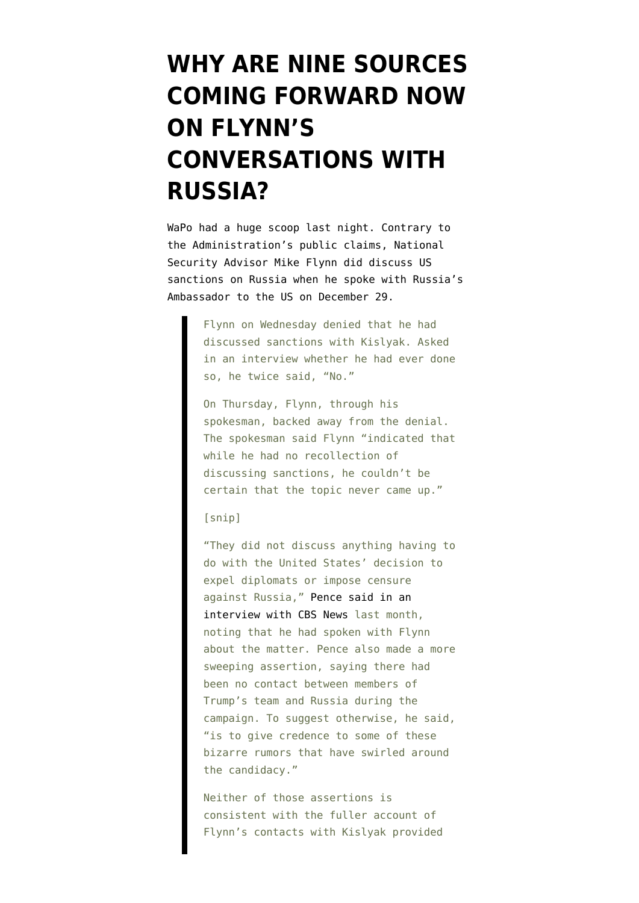# WHY ARE NINE SOURCES COMING FORWARD NOW ON FLYNN'S CONVERSATIONS WITH RUSSIA?

WaPo had a huge scoop last night. Contrary to the Administration's public claims, National Security Advisor Mike Flynn did discuss US sanctions on Russia when he spoke with Russia's Ambassador to the US on December 29.

> Flynn on Wednesday denied that he had discussed sanctions with Kislyak. Asked in an interview whether he had ever done so, he twice said, "No."
>
> On Thursday, Flynn, through his spokesman, backed away from the denial. The spokesman said Flynn "indicated that while he had no recollection of discussing sanctions, he couldn't be certain that the topic never came up."
>
> [snip]
>
> "They did not discuss anything having to do with the United States' decision to expel diplomats or impose censure against Russia," Pence said in an interview with CBS News last month, noting that he had spoken with Flynn about the matter. Pence also made a more sweeping assertion, saying there had been no contact between members of Trump's team and Russia during the campaign. To suggest otherwise, he said, "is to give credence to some of these bizarre rumors that have swirled around the candidacy."
>
> Neither of those assertions is consistent with the fuller account of Flynn's contacts with Kislyak provided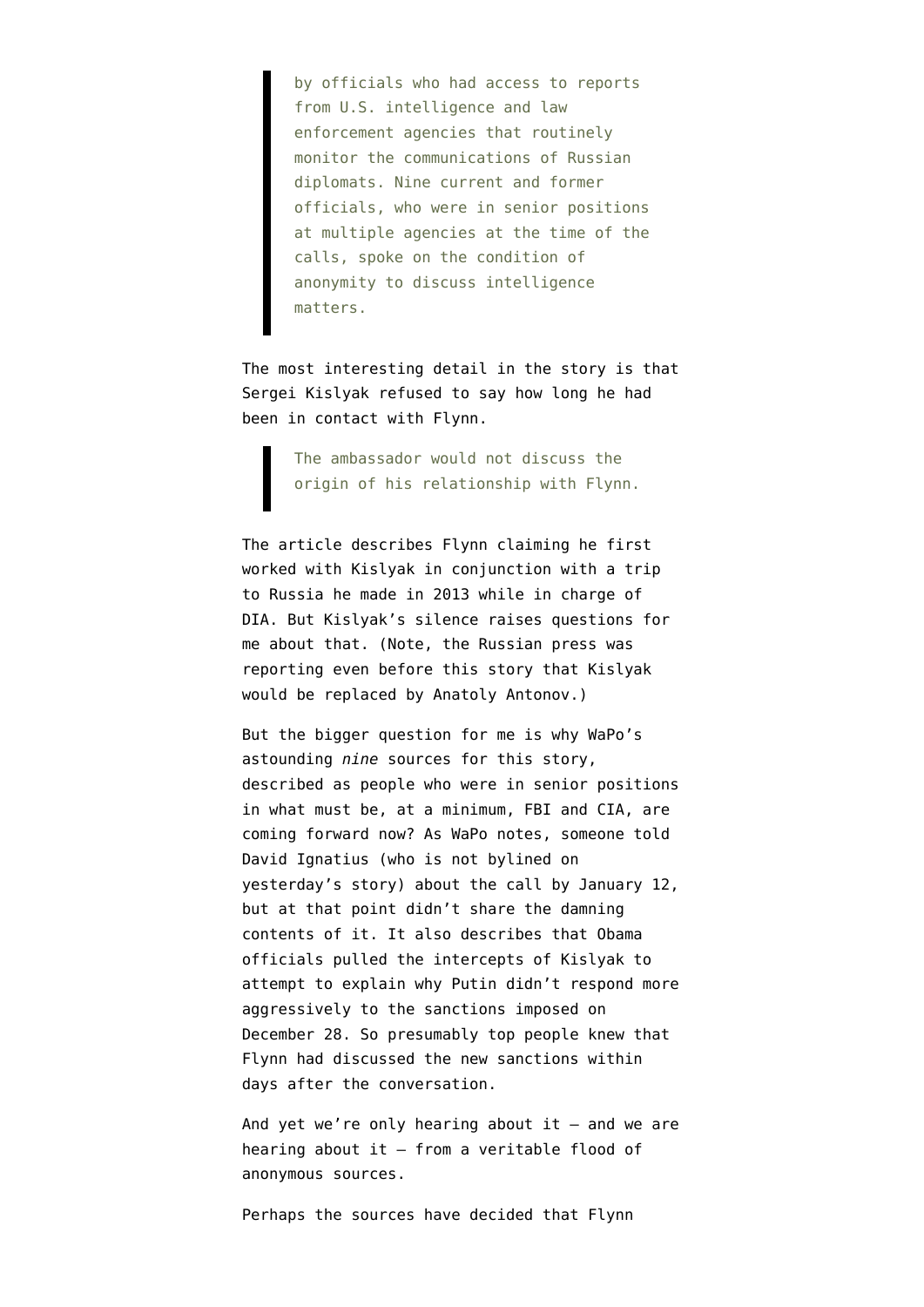> by officials who had access to reports from U.S. intelligence and law enforcement agencies that routinely monitor the communications of Russian diplomats. Nine current and former officials, who were in senior positions at multiple agencies at the time of the calls, spoke on the condition of anonymity to discuss intelligence matters.

The most interesting detail in the story is that Sergei Kislyak refused to say how long he had been in contact with Flynn.

> The ambassador would not discuss the origin of his relationship with Flynn.

The article describes Flynn claiming he first worked with Kislyak in conjunction with a trip to Russia he made in 2013 while in charge of DIA. But Kislyak's silence raises questions for me about that. (Note, the Russian press was reporting even before this story that Kislyak would be replaced by Anatoly Antonov.)

But the bigger question for me is why WaPo's astounding *nine* sources for this story, described as people who were in senior positions in what must be, at a minimum, FBI and CIA, are coming forward now? As WaPo notes, someone told David Ignatius (who is not bylined on yesterday's story) about the call by January 12, but at that point didn't share the damning contents of it. It also describes that Obama officials pulled the intercepts of Kislyak to attempt to explain why Putin didn't respond more aggressively to the sanctions imposed on December 28. So presumably top people knew that Flynn had discussed the new sanctions within days after the conversation.

And yet we're only hearing about it — and we are hearing about it — from a veritable flood of anonymous sources.

Perhaps the sources have decided that Flynn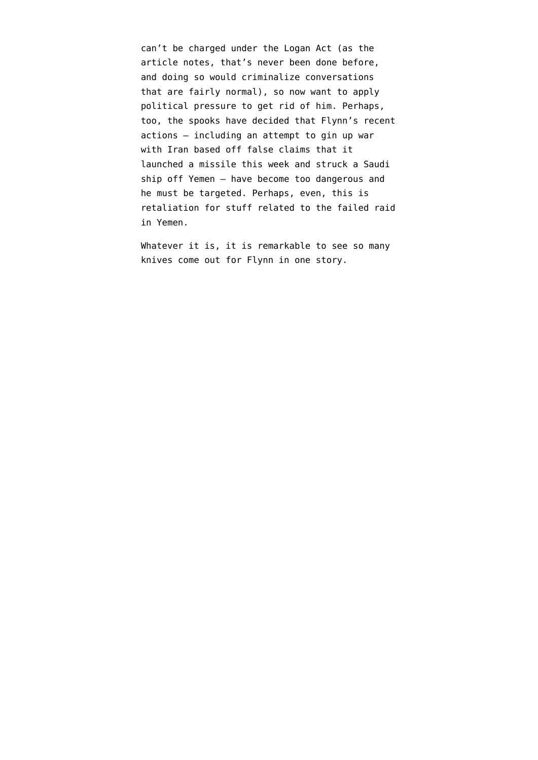can’t be charged under the Logan Act (as the article notes, that’s never been done before, and doing so would criminalize conversations that are fairly normal), so now want to apply political pressure to get rid of him. Perhaps, too, the spooks have decided that Flynn’s recent actions — including an attempt to gin up war with Iran based off false claims that it launched a missile this week and struck a Saudi ship off Yemen — have become too dangerous and he must be targeted. Perhaps, even, this is retaliation for stuff related to the failed raid in Yemen.

Whatever it is, it is remarkable to see so many knives come out for Flynn in one story.